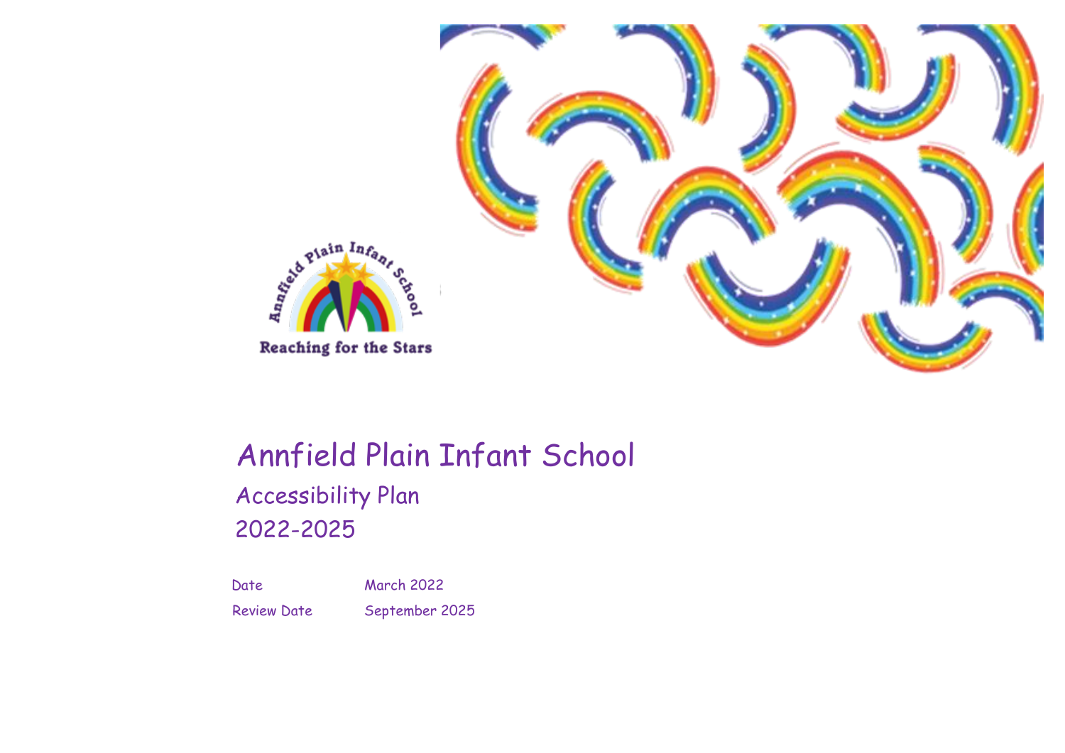# Annfield Plain Infant School

## Accessibility Plan

## 2022-2025

| | |
|---|---|
| Date | March 2022 |
| Review Date | September 2025 |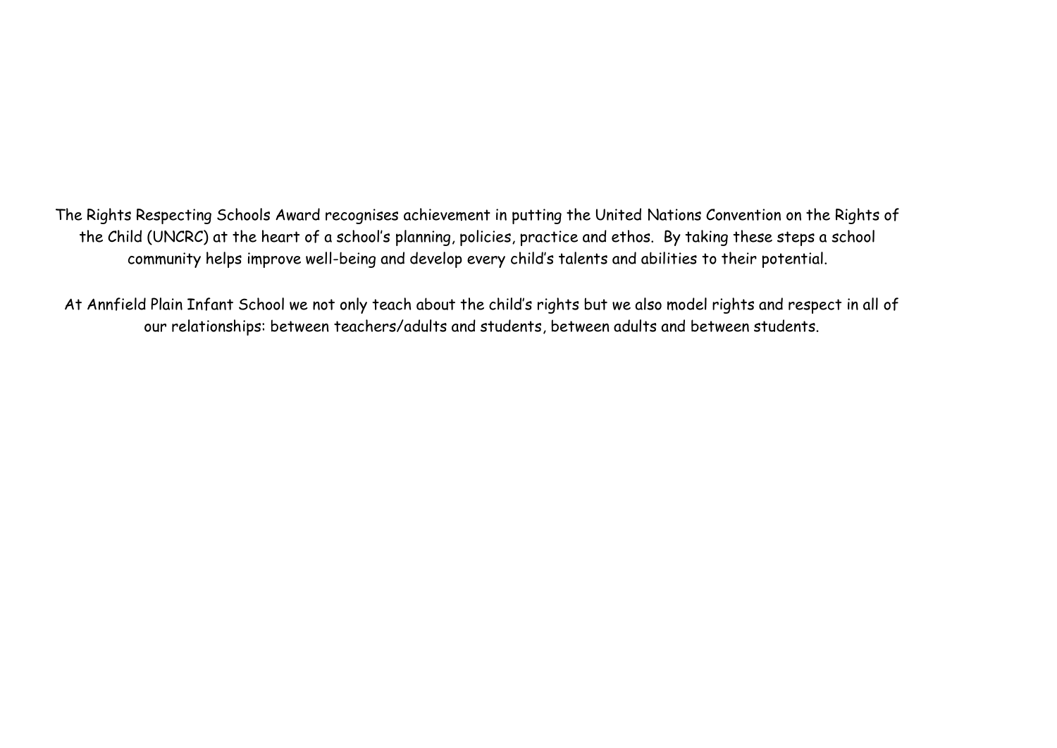The Rights Respecting Schools Award recognises achievement in putting the United Nations Convention on the Rights of the Child (UNCRC) at the heart of a school's planning, policies, practice and ethos. By taking these steps a school community helps improve well-being and develop every child's talents and abilities to their potential.

At Annfield Plain Infant School we not only teach about the child's rights but we also model rights and respect in all of our relationships: between teachers/adults and students, between adults and between students.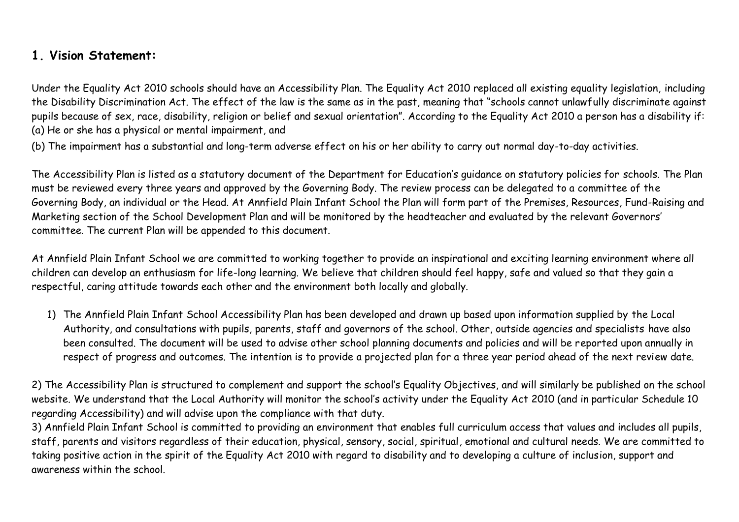## 1. Vision Statement:

Under the Equality Act 2010 schools should have an Accessibility Plan. The Equality Act 2010 replaced all existing equality legislation, including the Disability Discrimination Act. The effect of the law is the same as in the past, meaning that "schools cannot unlawfully discriminate against pupils because of sex, race, disability, religion or belief and sexual orientation". According to the Equality Act 2010 a person has a disability if:
(a) He or she has a physical or mental impairment, and

(b) The impairment has a substantial and long-term adverse effect on his or her ability to carry out normal day-to-day activities.

The Accessibility Plan is listed as a statutory document of the Department for Education's guidance on statutory policies for schools. The Plan must be reviewed every three years and approved by the Governing Body. The review process can be delegated to a committee of the Governing Body, an individual or the Head. At Annfield Plain Infant School the Plan will form part of the Premises, Resources, Fund-Raising and Marketing section of the School Development Plan and will be monitored by the headteacher and evaluated by the relevant Governors' committee. The current Plan will be appended to this document.

At Annfield Plain Infant School we are committed to working together to provide an inspirational and exciting learning environment where all children can develop an enthusiasm for life-long learning. We believe that children should feel happy, safe and valued so that they gain a respectful, caring attitude towards each other and the environment both locally and globally.

1) The Annfield Plain Infant School Accessibility Plan has been developed and drawn up based upon information supplied by the Local Authority, and consultations with pupils, parents, staff and governors of the school. Other, outside agencies and specialists have also been consulted. The document will be used to advise other school planning documents and policies and will be reported upon annually in respect of progress and outcomes. The intention is to provide a projected plan for a three year period ahead of the next review date.

2) The Accessibility Plan is structured to complement and support the school's Equality Objectives, and will similarly be published on the school website. We understand that the Local Authority will monitor the school's activity under the Equality Act 2010 (and in particular Schedule 10 regarding Accessibility) and will advise upon the compliance with that duty.

3) Annfield Plain Infant School is committed to providing an environment that enables full curriculum access that values and includes all pupils, staff, parents and visitors regardless of their education, physical, sensory, social, spiritual, emotional and cultural needs. We are committed to taking positive action in the spirit of the Equality Act 2010 with regard to disability and to developing a culture of inclusion, support and awareness within the school.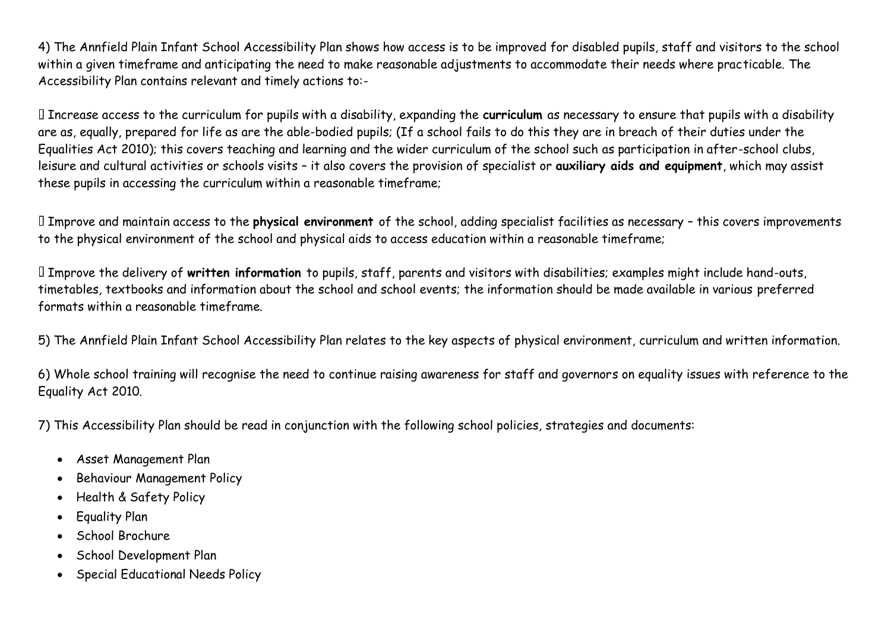4) The Annfield Plain Infant School Accessibility Plan shows how access is to be improved for disabled pupils, staff and visitors to the school within a given timeframe and anticipating the need to make reasonable adjustments to accommodate their needs where practicable. The Accessibility Plan contains relevant and timely actions to:-

- Increase access to the curriculum for pupils with a disability, expanding the **curriculum** as necessary to ensure that pupils with a disability are as, equally, prepared for life as are the able-bodied pupils; (If a school fails to do this they are in breach of their duties under the Equalities Act 2010); this covers teaching and learning and the wider curriculum of the school such as participation in after-school clubs, leisure and cultural activities or schools visits – it also covers the provision of specialist or **auxiliary aids and equipment**, which may assist these pupils in accessing the curriculum within a reasonable timeframe;

- Improve and maintain access to the **physical environment** of the school, adding specialist facilities as necessary – this covers improvements to the physical environment of the school and physical aids to access education within a reasonable timeframe;

- Improve the delivery of **written information** to pupils, staff, parents and visitors with disabilities; examples might include hand-outs, timetables, textbooks and information about the school and school events; the information should be made available in various preferred formats within a reasonable timeframe.

5) The Annfield Plain Infant School Accessibility Plan relates to the key aspects of physical environment, curriculum and written information.

6) Whole school training will recognise the need to continue raising awareness for staff and governors on equality issues with reference to the Equality Act 2010.

7) This Accessibility Plan should be read in conjunction with the following school policies, strategies and documents:

- Asset Management Plan
- Behaviour Management Policy
- Health & Safety Policy
- Equality Plan
- School Brochure
- School Development Plan
- Special Educational Needs Policy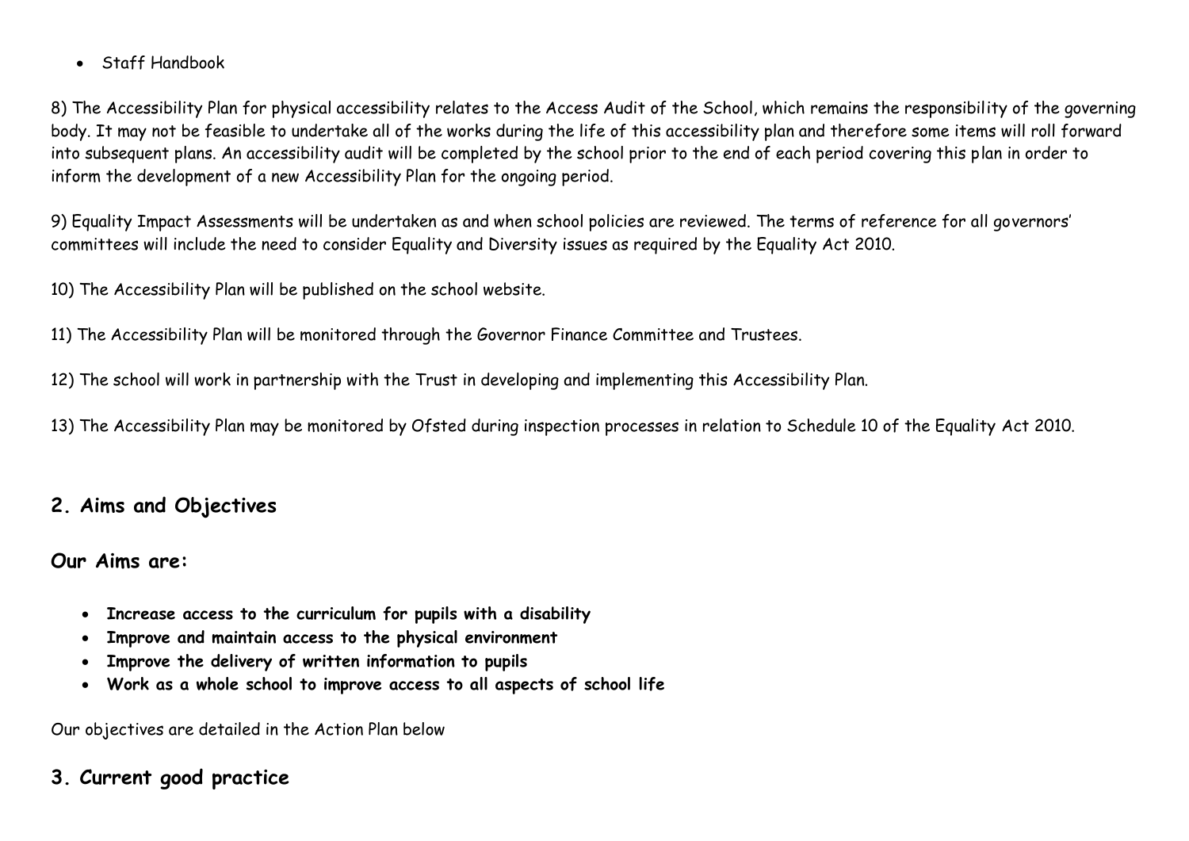- Staff Handbook

8) The Accessibility Plan for physical accessibility relates to the Access Audit of the School, which remains the responsibility of the governing body. It may not be feasible to undertake all of the works during the life of this accessibility plan and therefore some items will roll forward into subsequent plans. An accessibility audit will be completed by the school prior to the end of each period covering this plan in order to inform the development of a new Accessibility Plan for the ongoing period.

9) Equality Impact Assessments will be undertaken as and when school policies are reviewed. The terms of reference for all governors' committees will include the need to consider Equality and Diversity issues as required by the Equality Act 2010.

10) The Accessibility Plan will be published on the school website.

11) The Accessibility Plan will be monitored through the Governor Finance Committee and Trustees.

12) The school will work in partnership with the Trust in developing and implementing this Accessibility Plan.

13) The Accessibility Plan may be monitored by Ofsted during inspection processes in relation to Schedule 10 of the Equality Act 2010.

## 2. Aims and Objectives

### Our Aims are:

- **Increase access to the curriculum for pupils with a disability**
- **Improve and maintain access to the physical environment**
- **Improve the delivery of written information to pupils**
- **Work as a whole school to improve access to all aspects of school life**

Our objectives are detailed in the Action Plan below

## 3. Current good practice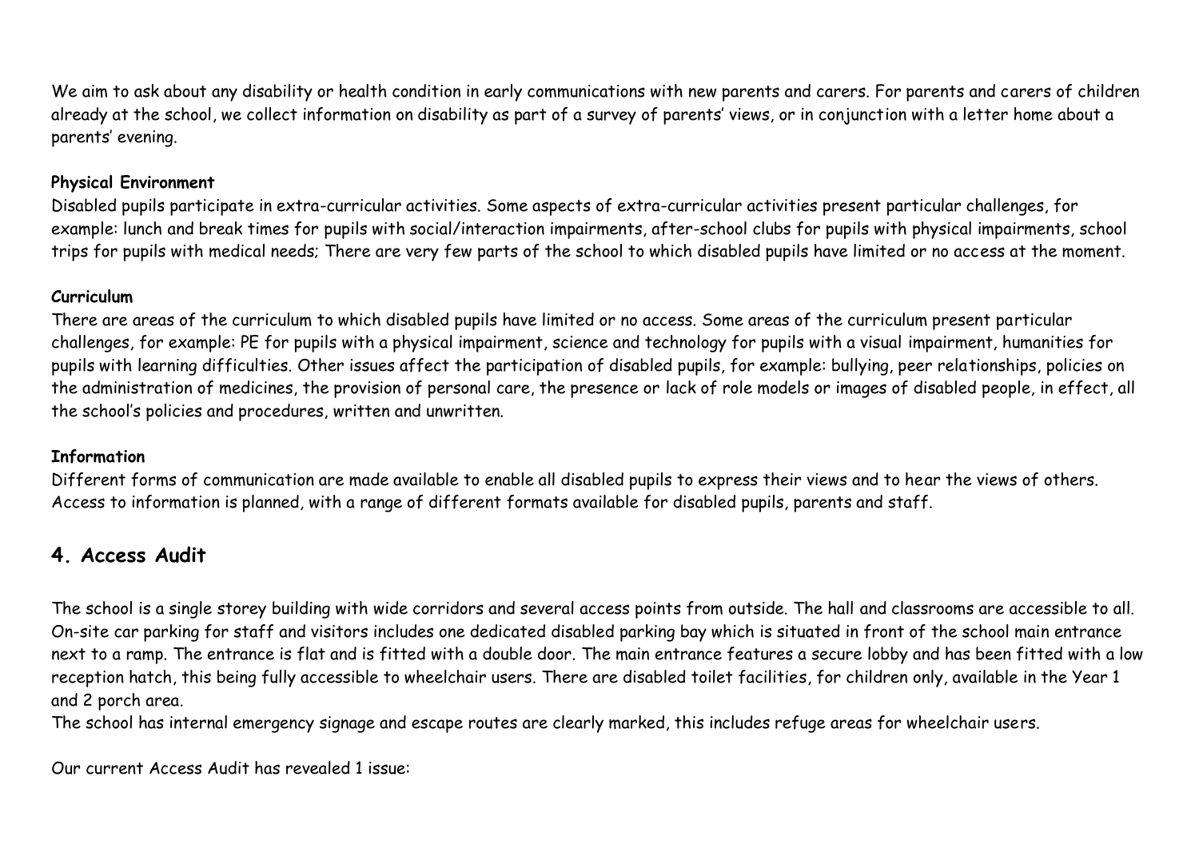We aim to ask about any disability or health condition in early communications with new parents and carers. For parents and carers of children already at the school, we collect information on disability as part of a survey of parents' views, or in conjunction with a letter home about a parents' evening.

**Physical Environment**

Disabled pupils participate in extra-curricular activities. Some aspects of extra-curricular activities present particular challenges, for example: lunch and break times for pupils with social/interaction impairments, after-school clubs for pupils with physical impairments, school trips for pupils with medical needs; There are very few parts of the school to which disabled pupils have limited or no access at the moment.

**Curriculum**

There are areas of the curriculum to which disabled pupils have limited or no access. Some areas of the curriculum present particular challenges, for example: PE for pupils with a physical impairment, science and technology for pupils with a visual impairment, humanities for pupils with learning difficulties. Other issues affect the participation of disabled pupils, for example: bullying, peer relationships, policies on the administration of medicines, the provision of personal care, the presence or lack of role models or images of disabled people, in effect, all the school's policies and procedures, written and unwritten.

**Information**

Different forms of communication are made available to enable all disabled pupils to express their views and to hear the views of others. Access to information is planned, with a range of different formats available for disabled pupils, parents and staff.

## 4. Access Audit

The school is a single storey building with wide corridors and several access points from outside. The hall and classrooms are accessible to all. On-site car parking for staff and visitors includes one dedicated disabled parking bay which is situated in front of the school main entrance next to a ramp. The entrance is flat and is fitted with a double door. The main entrance features a secure lobby and has been fitted with a low reception hatch, this being fully accessible to wheelchair users. There are disabled toilet facilities, for children only, available in the Year 1 and 2 porch area.

The school has internal emergency signage and escape routes are clearly marked, this includes refuge areas for wheelchair users.

Our current Access Audit has revealed 1 issue: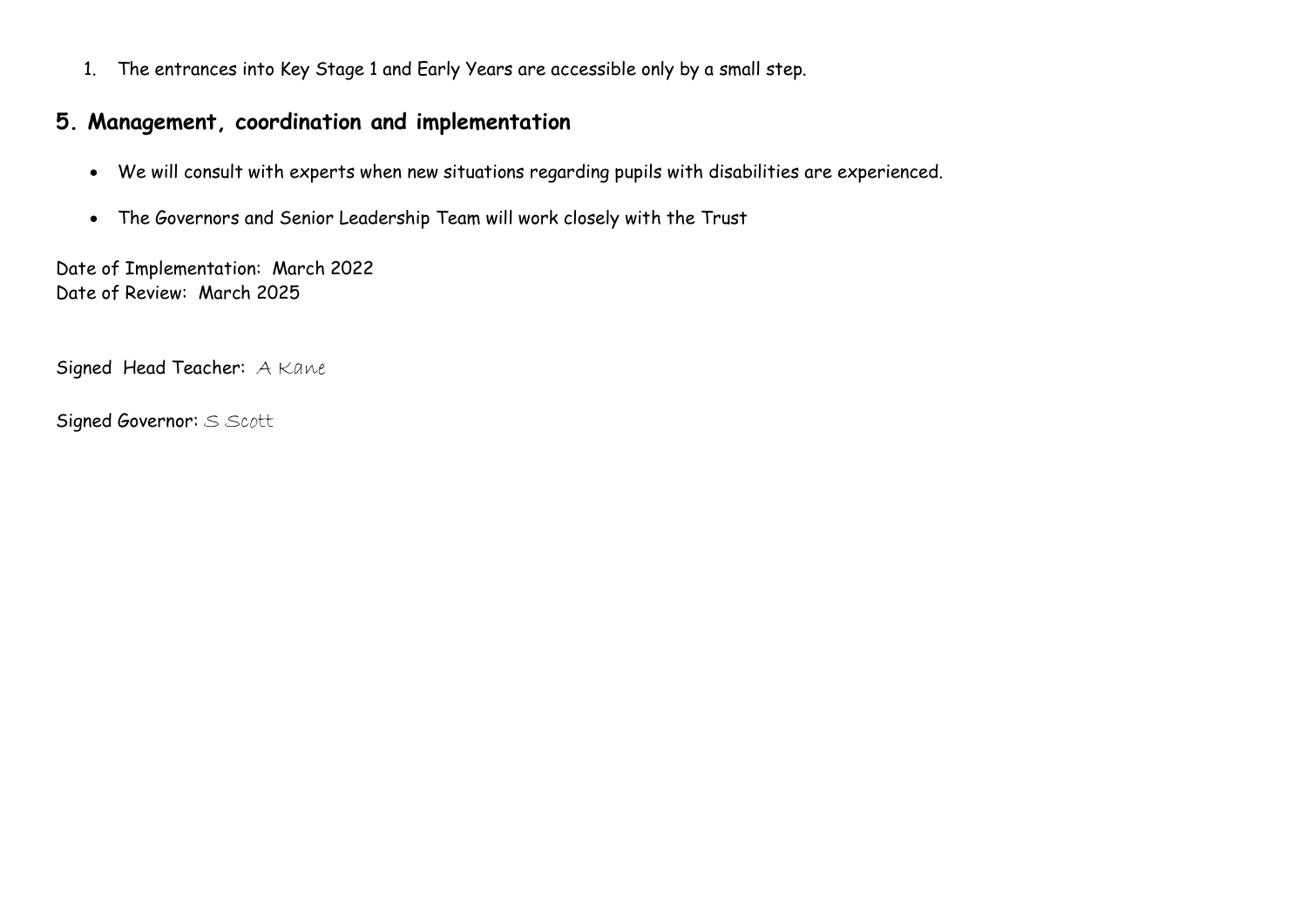1. The entrances into Key Stage 1 and Early Years are accessible only by a small step.

## 5. Management, coordination and implementation

- We will consult with experts when new situations regarding pupils with disabilities are experienced.
- The Governors and Senior Leadership Team will work closely with the Trust

Date of Implementation: March 2022
Date of Review: March 2025

Signed Head Teacher: A Kane

Signed Governor: S Scott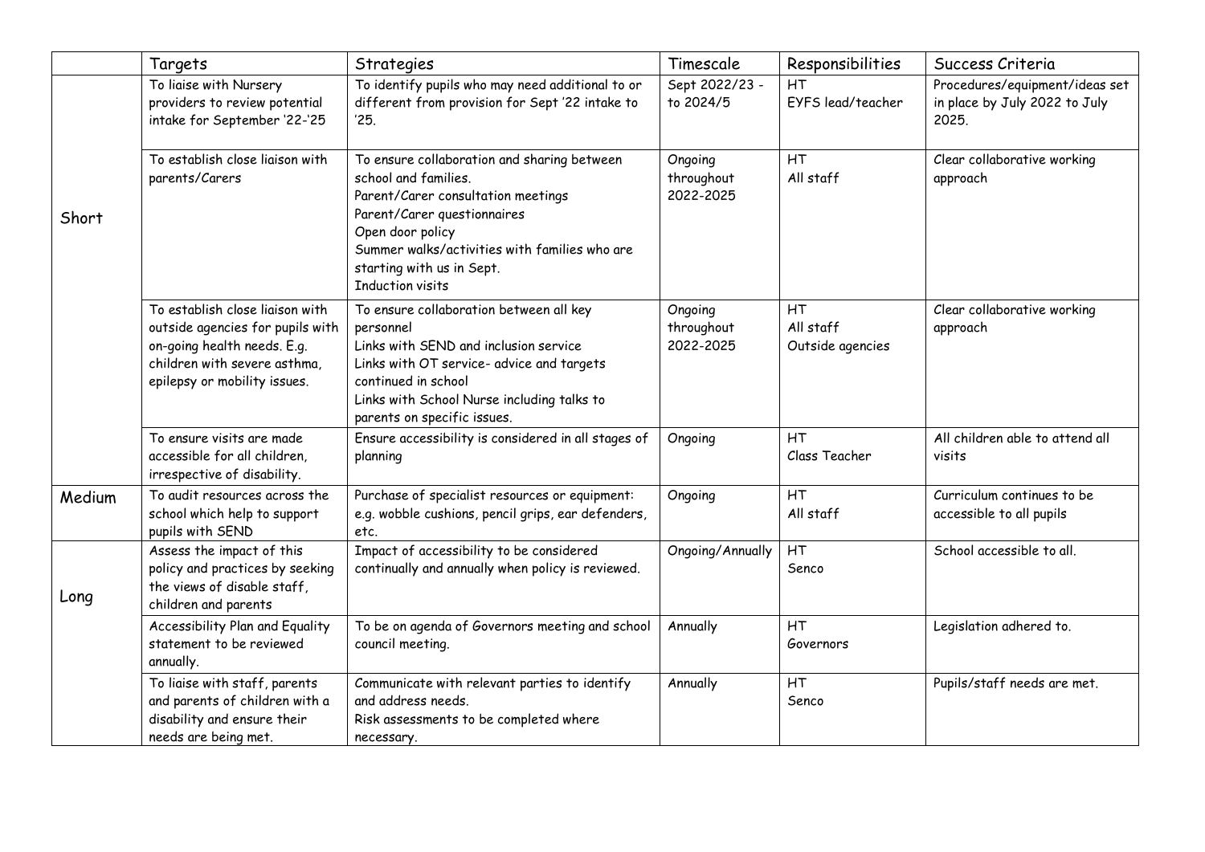| | Targets | Strategies | Timescale | Responsibilities | Success Criteria |
|---|---|---|---|---|---|
| Short | To liaise with Nursery providers to review potential intake for September '22-'25 | To identify pupils who may need additional to or different from provision for Sept '22 intake to '25. | Sept 2022/23 - to 2024/5 | HT<br>EYFS lead/teacher | Procedures/equipment/ideas set in place by July 2022 to July 2025. |
| | To establish close liaison with parents/Carers | To ensure collaboration and sharing between school and families.<br>Parent/Carer consultation meetings<br>Parent/Carer questionnaires<br>Open door policy<br>Summer walks/activities with families who are starting with us in Sept.<br>Induction visits | Ongoing throughout 2022-2025 | HT<br>All staff | Clear collaborative working approach |
| | To establish close liaison with outside agencies for pupils with on-going health needs. E.g. children with severe asthma, epilepsy or mobility issues. | To ensure collaboration between all key personnel<br>Links with SEND and inclusion service<br>Links with OT service- advice and targets continued in school<br>Links with School Nurse including talks to parents on specific issues. | Ongoing throughout 2022-2025 | HT<br>All staff<br>Outside agencies | Clear collaborative working approach |
| | To ensure visits are made accessible for all children, irrespective of disability. | Ensure accessibility is considered in all stages of planning | Ongoing | HT<br>Class Teacher | All children able to attend all visits |
| Medium | To audit resources across the school which help to support pupils with SEND | Purchase of specialist resources or equipment: e.g. wobble cushions, pencil grips, ear defenders, etc. | Ongoing | HT<br>All staff | Curriculum continues to be accessible to all pupils |
| Long | Assess the impact of this policy and practices by seeking the views of disable staff, children and parents | Impact of accessibility to be considered continually and annually when policy is reviewed. | Ongoing/Annually | HT<br>Senco | School accessible to all. |
| | Accessibility Plan and Equality statement to be reviewed annually. | To be on agenda of Governors meeting and school council meeting. | Annually | HT<br>Governors | Legislation adhered to. |
| | To liaise with staff, parents and parents of children with a disability and ensure their needs are being met. | Communicate with relevant parties to identify and address needs.<br>Risk assessments to be completed where necessary. | Annually | HT<br>Senco | Pupils/staff needs are met. |